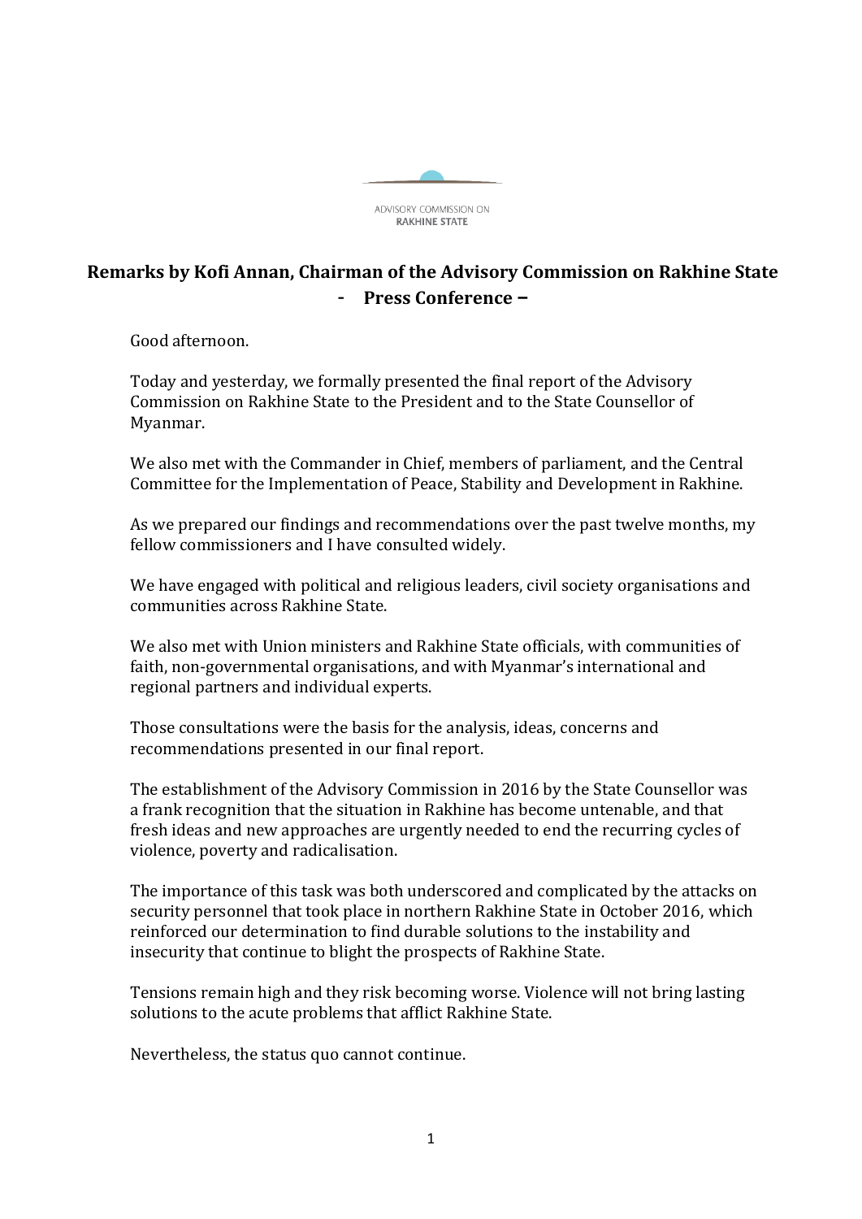ADVISORY COMMISSION ON
**RAKHINE STATE**

# Remarks by Kofi Annan, Chairman of the Advisory Commission on Rakhine State - Press Conference –

Good afternoon.

Today and yesterday, we formally presented the final report of the Advisory Commission on Rakhine State to the President and to the State Counsellor of Myanmar.

We also met with the Commander in Chief, members of parliament, and the Central Committee for the Implementation of Peace, Stability and Development in Rakhine.

As we prepared our findings and recommendations over the past twelve months, my fellow commissioners and I have consulted widely.

We have engaged with political and religious leaders, civil society organisations and communities across Rakhine State.

We also met with Union ministers and Rakhine State officials, with communities of faith, non-governmental organisations, and with Myanmar's international and regional partners and individual experts.

Those consultations were the basis for the analysis, ideas, concerns and recommendations presented in our final report.

The establishment of the Advisory Commission in 2016 by the State Counsellor was a frank recognition that the situation in Rakhine has become untenable, and that fresh ideas and new approaches are urgently needed to end the recurring cycles of violence, poverty and radicalisation.

The importance of this task was both underscored and complicated by the attacks on security personnel that took place in northern Rakhine State in October 2016, which reinforced our determination to find durable solutions to the instability and insecurity that continue to blight the prospects of Rakhine State.

Tensions remain high and they risk becoming worse. Violence will not bring lasting solutions to the acute problems that afflict Rakhine State.

Nevertheless, the status quo cannot continue.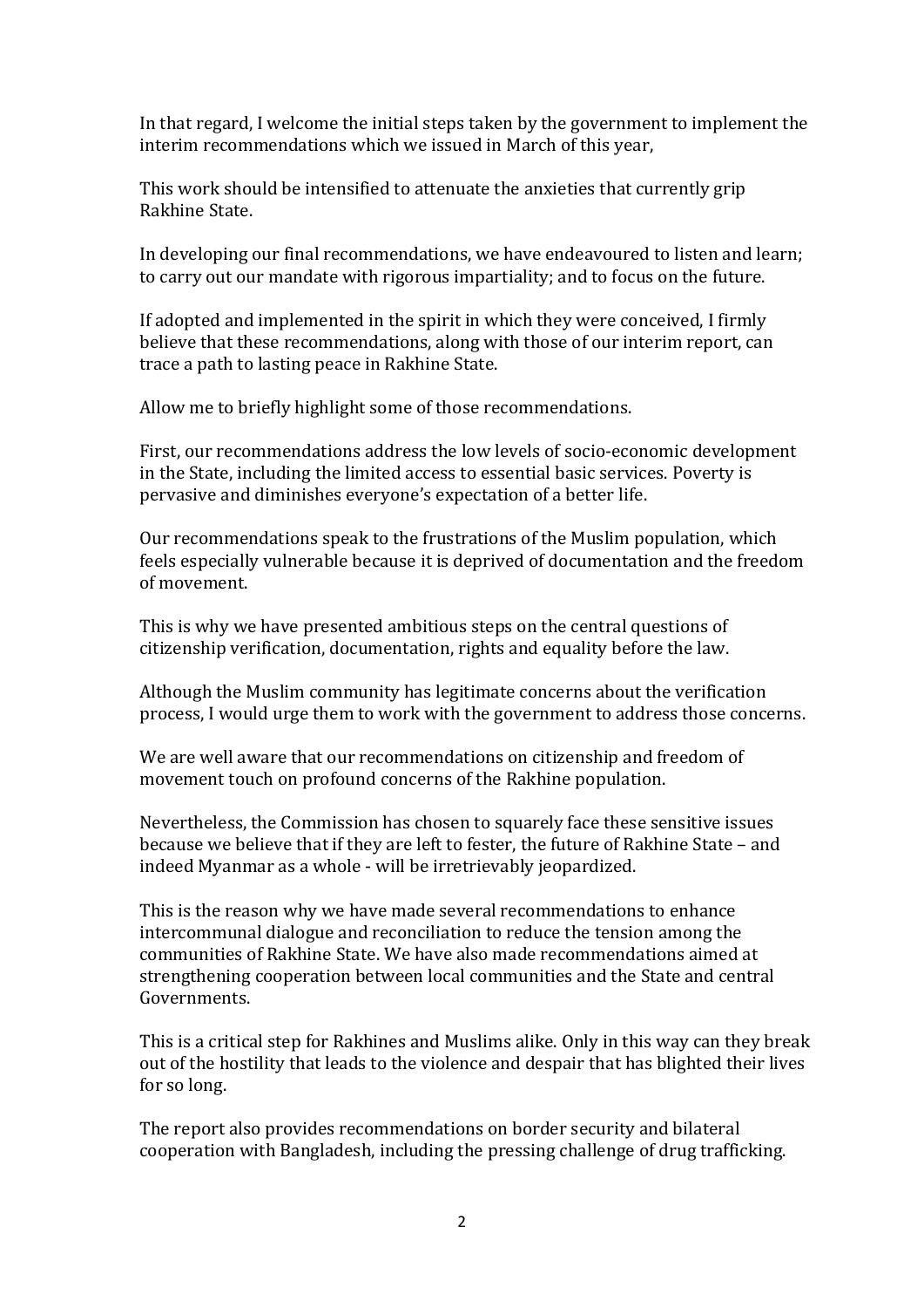In that regard, I welcome the initial steps taken by the government to implement the interim recommendations which we issued in March of this year,

This work should be intensified to attenuate the anxieties that currently grip Rakhine State.

In developing our final recommendations, we have endeavoured to listen and learn; to carry out our mandate with rigorous impartiality; and to focus on the future.

If adopted and implemented in the spirit in which they were conceived, I firmly believe that these recommendations, along with those of our interim report, can trace a path to lasting peace in Rakhine State.

Allow me to briefly highlight some of those recommendations.

First, our recommendations address the low levels of socio-economic development in the State, including the limited access to essential basic services. Poverty is pervasive and diminishes everyone's expectation of a better life.

Our recommendations speak to the frustrations of the Muslim population, which feels especially vulnerable because it is deprived of documentation and the freedom of movement.

This is why we have presented ambitious steps on the central questions of citizenship verification, documentation, rights and equality before the law.

Although the Muslim community has legitimate concerns about the verification process, I would urge them to work with the government to address those concerns.

We are well aware that our recommendations on citizenship and freedom of movement touch on profound concerns of the Rakhine population.

Nevertheless, the Commission has chosen to squarely face these sensitive issues because we believe that if they are left to fester, the future of Rakhine State – and indeed Myanmar as a whole - will be irretrievably jeopardized.

This is the reason why we have made several recommendations to enhance intercommunal dialogue and reconciliation to reduce the tension among the communities of Rakhine State. We have also made recommendations aimed at strengthening cooperation between local communities and the State and central Governments.

This is a critical step for Rakhines and Muslims alike. Only in this way can they break out of the hostility that leads to the violence and despair that has blighted their lives for so long.

The report also provides recommendations on border security and bilateral cooperation with Bangladesh, including the pressing challenge of drug trafficking.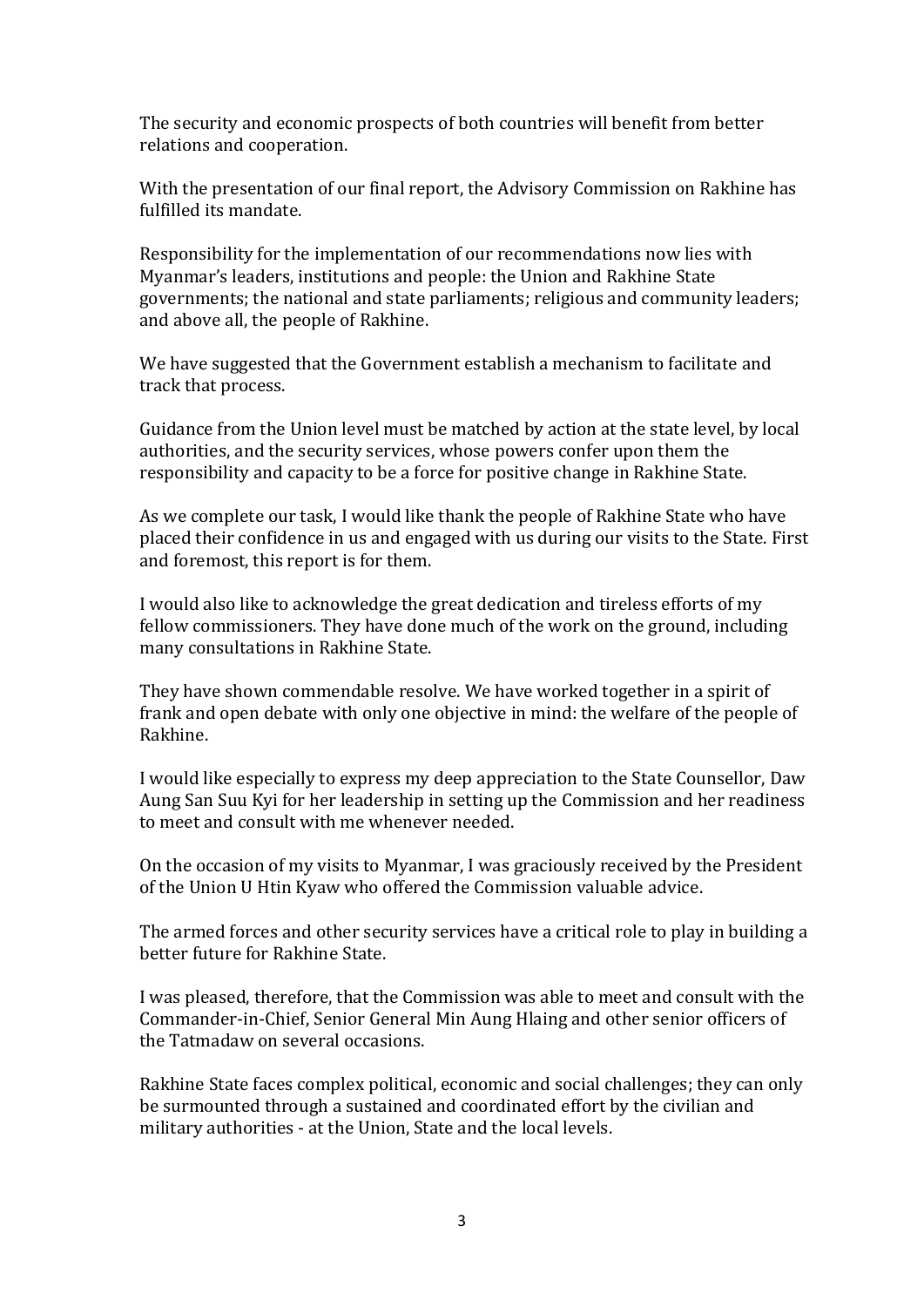The security and economic prospects of both countries will benefit from better relations and cooperation.

With the presentation of our final report, the Advisory Commission on Rakhine has fulfilled its mandate.

Responsibility for the implementation of our recommendations now lies with Myanmar's leaders, institutions and people: the Union and Rakhine State governments; the national and state parliaments; religious and community leaders; and above all, the people of Rakhine.

We have suggested that the Government establish a mechanism to facilitate and track that process.

Guidance from the Union level must be matched by action at the state level, by local authorities, and the security services, whose powers confer upon them the responsibility and capacity to be a force for positive change in Rakhine State.

As we complete our task, I would like thank the people of Rakhine State who have placed their confidence in us and engaged with us during our visits to the State. First and foremost, this report is for them.

I would also like to acknowledge the great dedication and tireless efforts of my fellow commissioners. They have done much of the work on the ground, including many consultations in Rakhine State.

They have shown commendable resolve. We have worked together in a spirit of frank and open debate with only one objective in mind: the welfare of the people of Rakhine.

I would like especially to express my deep appreciation to the State Counsellor, Daw Aung San Suu Kyi for her leadership in setting up the Commission and her readiness to meet and consult with me whenever needed.

On the occasion of my visits to Myanmar, I was graciously received by the President of the Union U Htin Kyaw who offered the Commission valuable advice.

The armed forces and other security services have a critical role to play in building a better future for Rakhine State.

I was pleased, therefore, that the Commission was able to meet and consult with the Commander-in-Chief, Senior General Min Aung Hlaing and other senior officers of the Tatmadaw on several occasions.

Rakhine State faces complex political, economic and social challenges; they can only be surmounted through a sustained and coordinated effort by the civilian and military authorities - at the Union, State and the local levels.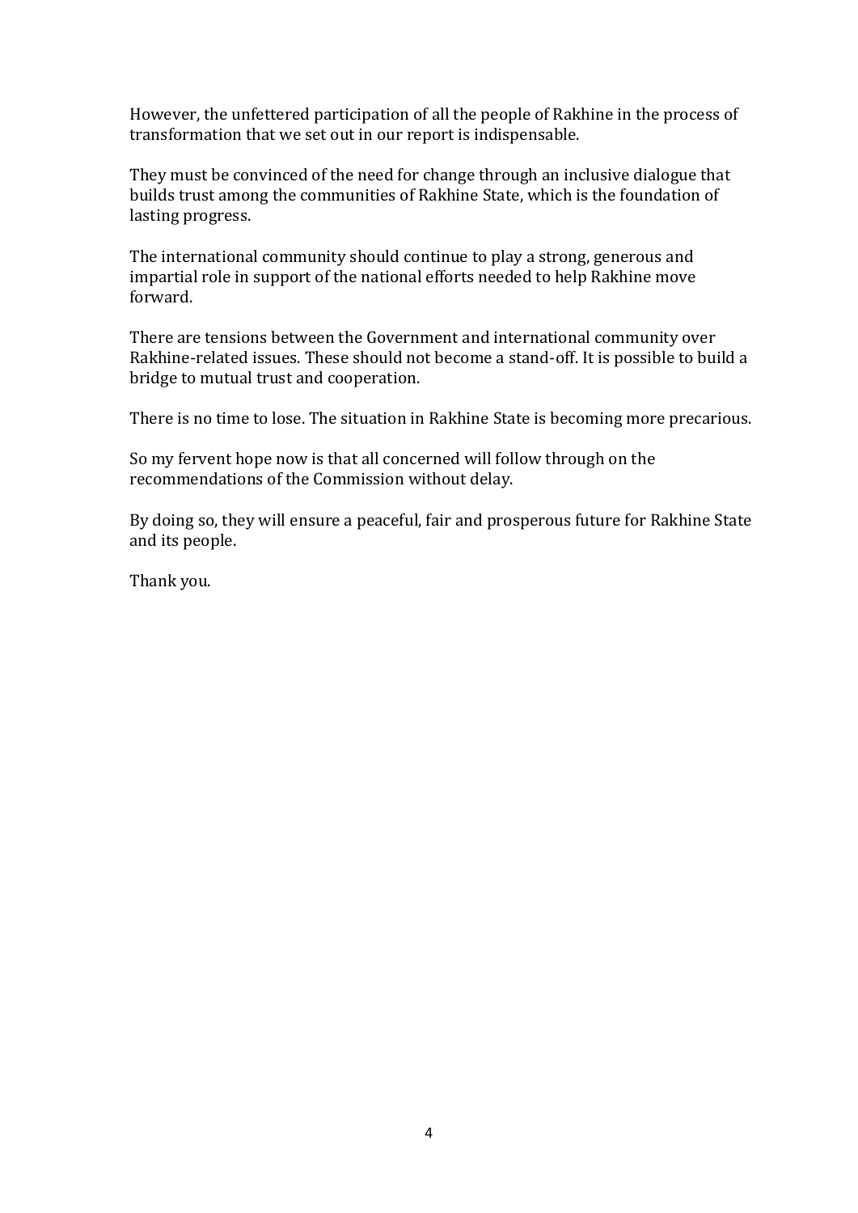However, the unfettered participation of all the people of Rakhine in the process of transformation that we set out in our report is indispensable.

They must be convinced of the need for change through an inclusive dialogue that builds trust among the communities of Rakhine State, which is the foundation of lasting progress.

The international community should continue to play a strong, generous and impartial role in support of the national efforts needed to help Rakhine move forward.

There are tensions between the Government and international community over Rakhine-related issues. These should not become a stand-off. It is possible to build a bridge to mutual trust and cooperation.

There is no time to lose. The situation in Rakhine State is becoming more precarious.

So my fervent hope now is that all concerned will follow through on the recommendations of the Commission without delay.

By doing so, they will ensure a peaceful, fair and prosperous future for Rakhine State and its people.

Thank you.